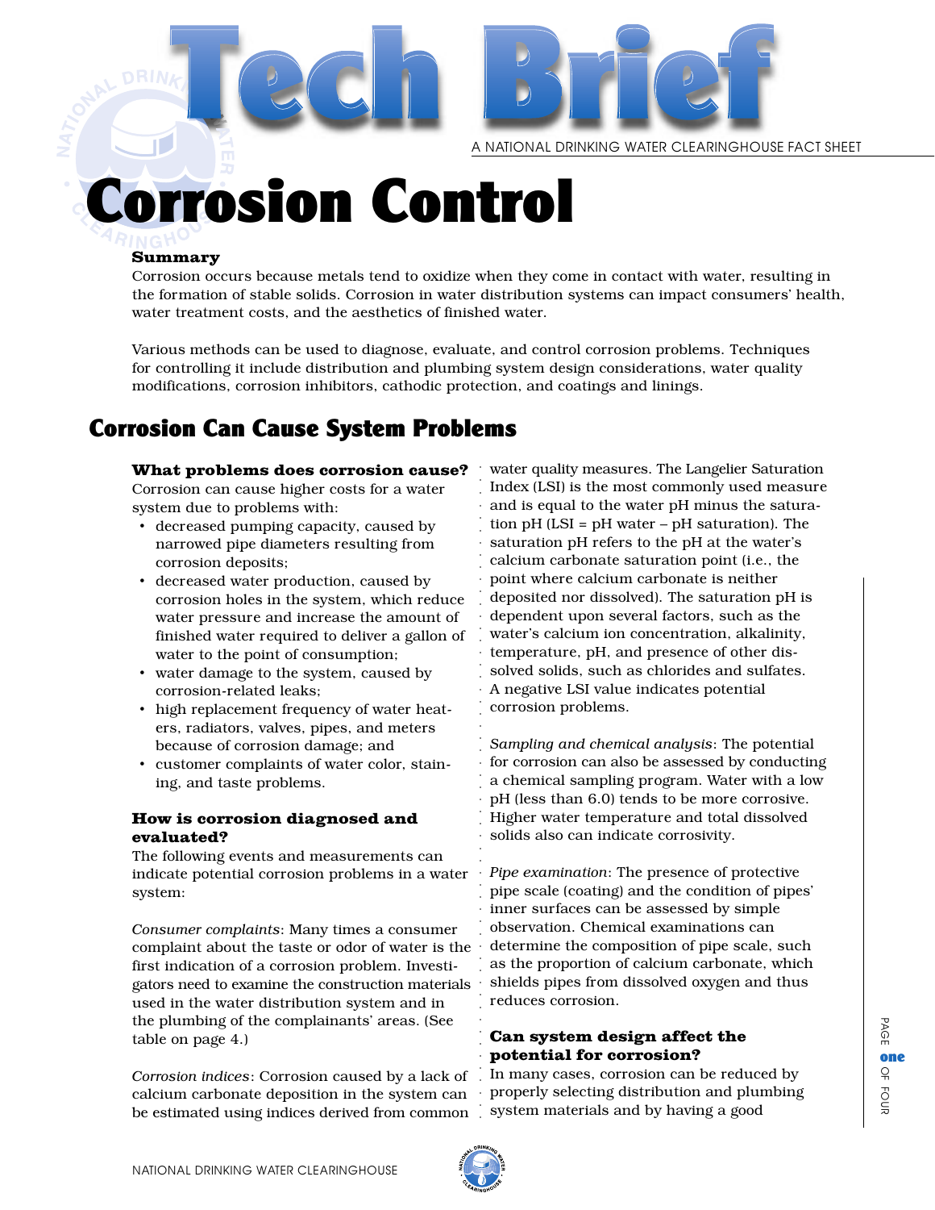# Tech Brief

A NATIONAL DRINKING WATER CLEARINGHOUSE FACT SHEET

# Corrosion Control

**Summary**

Corrosion occurs because metals tend to oxidize when they come in contact with water, resulting in the formation of stable solids. Corrosion in water distribution systems can impact consumers' health, water treatment costs, and the aesthetics of finished water.

Various methods can be used to diagnose, evaluate, and control corrosion problems. Techniques for controlling it include distribution and plumbing system design considerations, water quality modifications, corrosion inhibitors, cathodic protection, and coatings and linings.

## Corrosion Can Cause System Problems

### What problems does corrosion cause?

Corrosion can cause higher costs for a water system due to problems with:

- decreased pumping capacity, caused by narrowed pipe diameters resulting from corrosion deposits;
- decreased water production, caused by corrosion holes in the system, which reduce water pressure and increase the amount of finished water required to deliver a gallon of water to the point of consumption;
- water damage to the system, caused by corrosion-related leaks;
- high replacement frequency of water heaters, radiators, valves, pipes, and meters because of corrosion damage; and
- customer complaints of water color, staining, and taste problems.

### How is corrosion diagnosed and evaluated?

The following events and measurements can indicate potential corrosion problems in a water system:

*Consumer complaints*: Many times a consumer complaint about the taste or odor of water is the first indication of a corrosion problem. Investigators need to examine the construction materials used in the water distribution system and in the plumbing of the complainants' areas. (See table on page 4.)

*Corrosion indices*: Corrosion caused by a lack of calcium carbonate deposition in the system can be estimated using indices derived from common water quality measures. The Langelier Saturation Index (LSI) is the most commonly used measure and is equal to the water pH minus the saturation pH (LSI = pH water – pH saturation). The saturation pH refers to the pH at the water's calcium carbonate saturation point (i.e., the point where calcium carbonate is neither deposited nor dissolved). The saturation pH is dependent upon several factors, such as the water's calcium ion concentration, alkalinity, temperature, pH, and presence of other dissolved solids, such as chlorides and sulfates. A negative LSI value indicates potential corrosion problems.

*Sampling and chemical analysis*: The potential for corrosion can also be assessed by conducting a chemical sampling program. Water with a low pH (less than 6.0) tends to be more corrosive. Higher water temperature and total dissolved solids also can indicate corrosivity.

*Pipe examination*: The presence of protective pipe scale (coating) and the condition of pipes' inner surfaces can be assessed by simple observation. Chemical examinations can determine the composition of pipe scale, such as the proportion of calcium carbonate, which shields pipes from dissolved oxygen and thus reduces corrosion.

### Can system design affect the potential for corrosion?

In many cases, corrosion can be reduced by properly selecting distribution and plumbing system materials and by having a good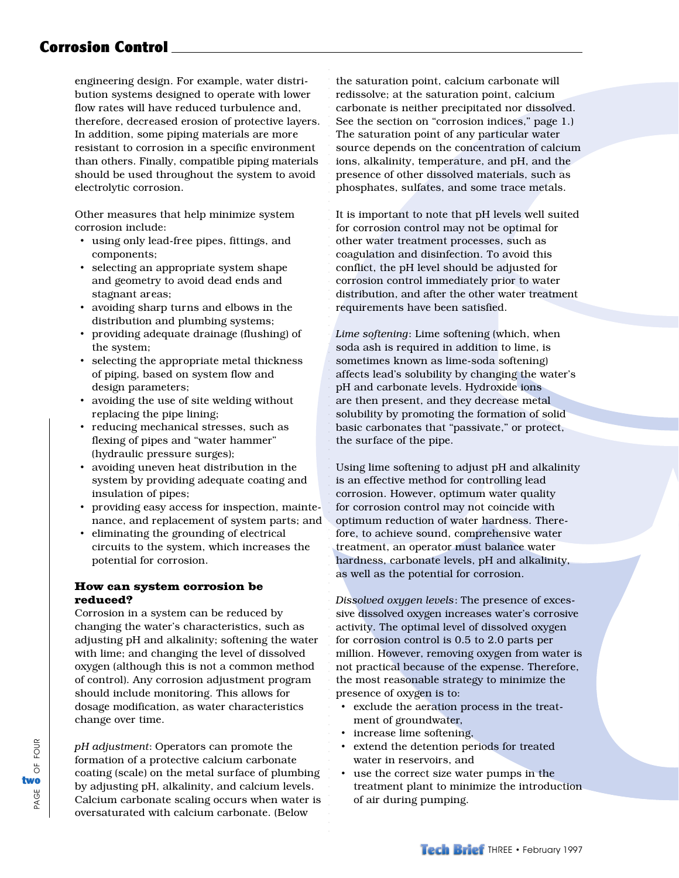engineering design. For example, water distribution systems designed to operate with lower flow rates will have reduced turbulence and, therefore, decreased erosion of protective layers. In addition, some piping materials are more resistant to corrosion in a specific environment than others. Finally, compatible piping materials should be used throughout the system to avoid electrolytic corrosion.

Other measures that help minimize system corrosion include:

- using only lead-free pipes, fittings, and components;
- selecting an appropriate system shape and geometry to avoid dead ends and stagnant areas;
- avoiding sharp turns and elbows in the distribution and plumbing systems;
- providing adequate drainage (flushing) of the system;
- selecting the appropriate metal thickness of piping, based on system flow and design parameters;
- avoiding the use of site welding without replacing the pipe lining;
- reducing mechanical stresses, such as flexing of pipes and "water hammer" (hydraulic pressure surges);
- avoiding uneven heat distribution in the system by providing adequate coating and insulation of pipes;
- providing easy access for inspection, maintenance, and replacement of system parts; and
- eliminating the grounding of electrical circuits to the system, which increases the potential for corrosion.

### How can system corrosion be reduced?

Corrosion in a system can be reduced by changing the water's characteristics, such as adjusting pH and alkalinity; softening the water with lime; and changing the level of dissolved oxygen (although this is not a common method of control). Any corrosion adjustment program should include monitoring. This allows for dosage modification, as water characteristics change over time.

*pH adjustment*: Operators can promote the formation of a protective calcium carbonate coating (scale) on the metal surface of plumbing by adjusting pH, alkalinity, and calcium levels. Calcium carbonate scaling occurs when water is oversaturated with calcium carbonate. (Below the saturation point, calcium carbonate will redissolve; at the saturation point, calcium carbonate is neither precipitated nor dissolved. See the section on "corrosion indices," page 1.) The saturation point of any particular water source depends on the concentration of calcium ions, alkalinity, temperature, and pH, and the presence of other dissolved materials, such as phosphates, sulfates, and some trace metals.

It is important to note that pH levels well suited for corrosion control may not be optimal for other water treatment processes, such as coagulation and disinfection. To avoid this conflict, the pH level should be adjusted for corrosion control immediately prior to water distribution, and after the other water treatment requirements have been satisfied.

*Lime softening*: Lime softening (which, when soda ash is required in addition to lime, is sometimes known as lime-soda softening) affects lead's solubility by changing the water's pH and carbonate levels. Hydroxide ions are then present, and they decrease metal solubility by promoting the formation of solid basic carbonates that "passivate," or protect, the surface of the pipe.

Using lime softening to adjust pH and alkalinity is an effective method for controlling lead corrosion. However, optimum water quality for corrosion control may not coincide with optimum reduction of water hardness. Therefore, to achieve sound, comprehensive water treatment, an operator must balance water hardness, carbonate levels, pH and alkalinity, as well as the potential for corrosion.

*Dissolved oxygen levels*: The presence of excessive dissolved oxygen increases water's corrosive activity. The optimal level of dissolved oxygen for corrosion control is 0.5 to 2.0 parts per million. However, removing oxygen from water is not practical because of the expense. Therefore, the most reasonable strategy to minimize the presence of oxygen is to:

- exclude the aeration process in the treatment of groundwater,
- increase lime softening,
- extend the detention periods for treated water in reservoirs, and
- use the correct size water pumps in the treatment plant to minimize the introduction of air during pumping.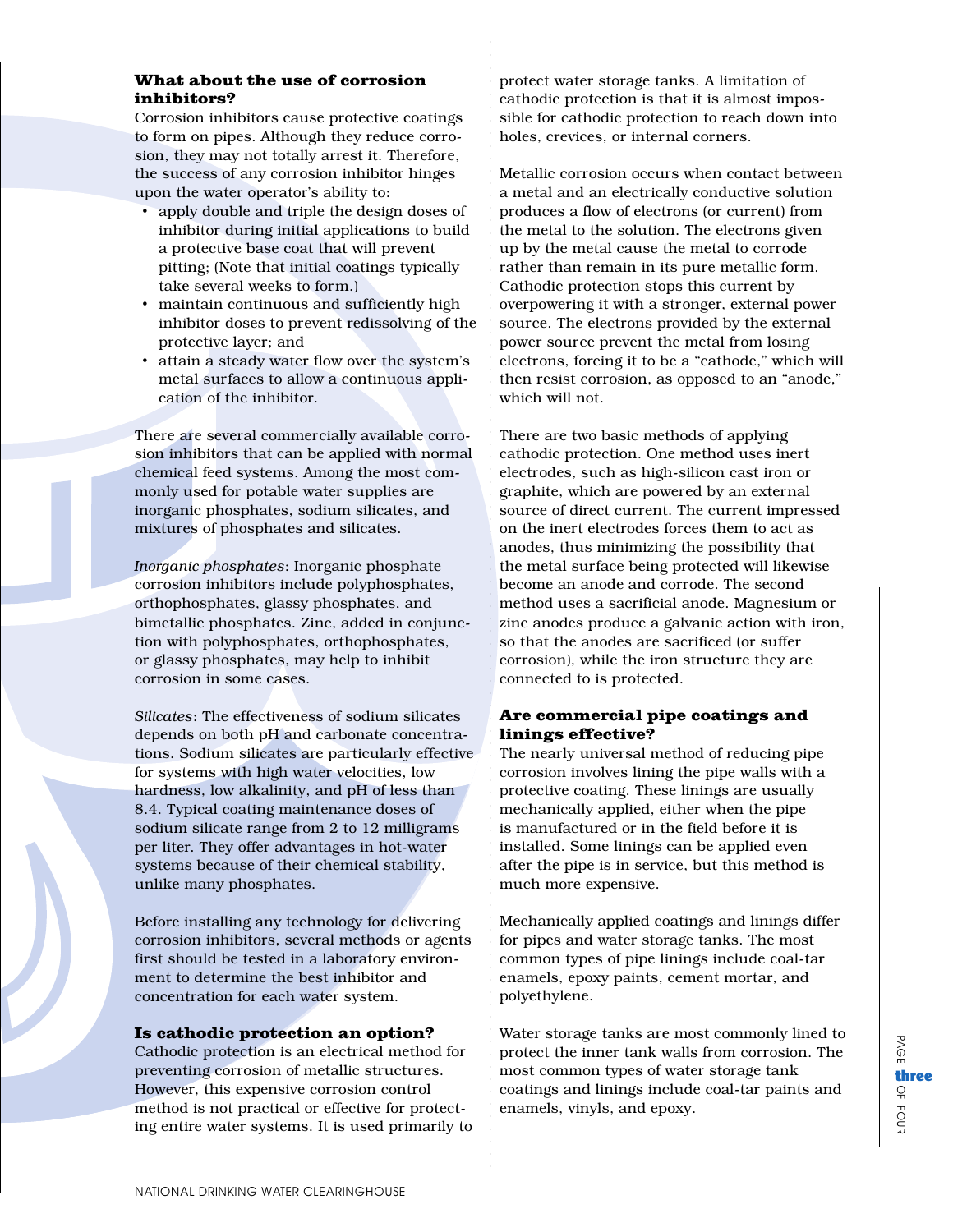### What about the use of corrosion inhibitors?

Corrosion inhibitors cause protective coatings to form on pipes. Although they reduce corrosion, they may not totally arrest it. Therefore, the success of any corrosion inhibitor hinges upon the water operator's ability to:

- apply double and triple the design doses of inhibitor during initial applications to build a protective base coat that will prevent pitting; (Note that initial coatings typically take several weeks to form.)
- maintain continuous and sufficiently high inhibitor doses to prevent redissolving of the protective layer; and
- attain a steady water flow over the system's metal surfaces to allow a continuous application of the inhibitor.

There are several commercially available corrosion inhibitors that can be applied with normal chemical feed systems. Among the most commonly used for potable water supplies are inorganic phosphates, sodium silicates, and mixtures of phosphates and silicates.

*Inorganic phosphates*: Inorganic phosphate corrosion inhibitors include polyphosphates, orthophosphates, glassy phosphates, and bimetallic phosphates. Zinc, added in conjunction with polyphosphates, orthophosphates, or glassy phosphates, may help to inhibit corrosion in some cases.

*Silicates*: The effectiveness of sodium silicates depends on both pH and carbonate concentrations. Sodium silicates are particularly effective for systems with high water velocities, low hardness, low alkalinity, and pH of less than 8.4. Typical coating maintenance doses of sodium silicate range from 2 to 12 milligrams per liter. They offer advantages in hot-water systems because of their chemical stability, unlike many phosphates.

Before installing any technology for delivering corrosion inhibitors, several methods or agents first should be tested in a laboratory environment to determine the best inhibitor and concentration for each water system.

### Is cathodic protection an option?

Cathodic protection is an electrical method for preventing corrosion of metallic structures. However, this expensive corrosion control method is not practical or effective for protecting entire water systems. It is used primarily to protect water storage tanks. A limitation of cathodic protection is that it is almost impossible for cathodic protection to reach down into holes, crevices, or internal corners.

Metallic corrosion occurs when contact between a metal and an electrically conductive solution produces a flow of electrons (or current) from the metal to the solution. The electrons given up by the metal cause the metal to corrode rather than remain in its pure metallic form. Cathodic protection stops this current by overpowering it with a stronger, external power source. The electrons provided by the external power source prevent the metal from losing electrons, forcing it to be a "cathode," which will then resist corrosion, as opposed to an "anode," which will not.

There are two basic methods of applying cathodic protection. One method uses inert electrodes, such as high-silicon cast iron or graphite, which are powered by an external source of direct current. The current impressed on the inert electrodes forces them to act as anodes, thus minimizing the possibility that the metal surface being protected will likewise become an anode and corrode. The second method uses a sacrificial anode. Magnesium or zinc anodes produce a galvanic action with iron, so that the anodes are sacrificed (or suffer corrosion), while the iron structure they are connected to is protected.

### Are commercial pipe coatings and linings effective?

The nearly universal method of reducing pipe corrosion involves lining the pipe walls with a protective coating. These linings are usually mechanically applied, either when the pipe is manufactured or in the field before it is installed. Some linings can be applied even after the pipe is in service, but this method is much more expensive.

Mechanically applied coatings and linings differ for pipes and water storage tanks. The most common types of pipe linings include coal-tar enamels, epoxy paints, cement mortar, and polyethylene.

Water storage tanks are most commonly lined to protect the inner tank walls from corrosion. The most common types of water storage tank coatings and linings include coal-tar paints and enamels, vinyls, and epoxy.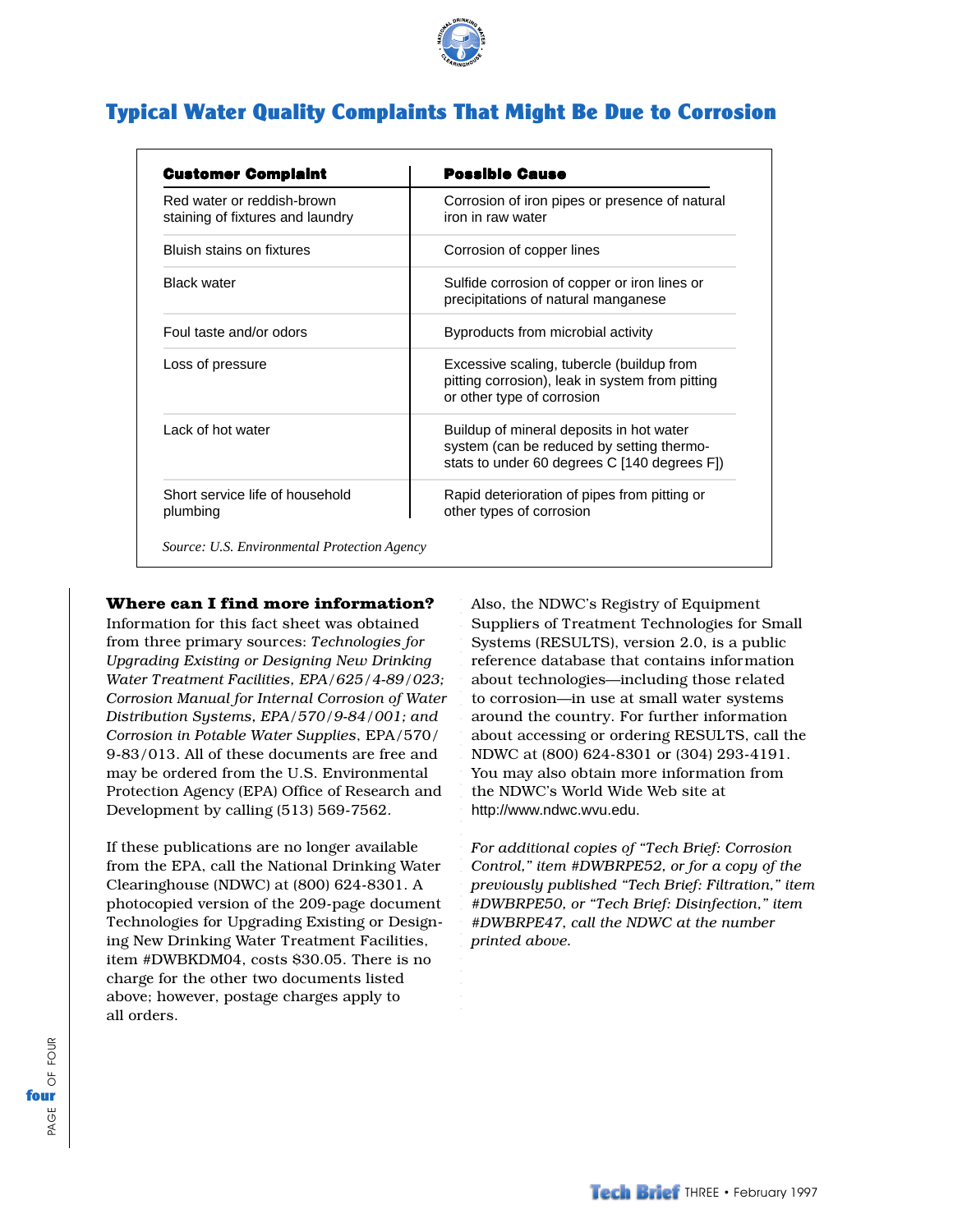## Typical Water Quality Complaints That Might Be Due to Corrosion

| Customer Complaint | Possible Cause |
| --- | --- |
| Red water or reddish-brown staining of fixtures and laundry | Corrosion of iron pipes or presence of natural iron in raw water |
| Bluish stains on fixtures | Corrosion of copper lines |
| Black water | Sulfide corrosion of copper or iron lines or precipitations of natural manganese |
| Foul taste and/or odors | Byproducts from microbial activity |
| Loss of pressure | Excessive scaling, tubercle (buildup from pitting corrosion), leak in system from pitting or other type of corrosion |
| Lack of hot water | Buildup of mineral deposits in hot water system (can be reduced by setting thermostats to under 60 degrees C [140 degrees F]) |
| Short service life of household plumbing | Rapid deterioration of pipes from pitting or other types of corrosion |

*Source: U.S. Environmental Protection Agency*

**Where can I find more information?**

Information for this fact sheet was obtained from three primary sources: *Technologies for Upgrading Existing or Designing New Drinking Water Treatment Facilities, EPA/625/4-89/023; Corrosion Manual for Internal Corrosion of Water Distribution Systems, EPA/570/9-84/001; and Corrosion in Potable Water Supplies*, EPA/570/9-83/013. All of these documents are free and may be ordered from the U.S. Environmental Protection Agency (EPA) Office of Research and Development by calling (513) 569-7562.

If these publications are no longer available from the EPA, call the National Drinking Water Clearinghouse (NDWC) at (800) 624-8301. A photocopied version of the 209-page document Technologies for Upgrading Existing or Designing New Drinking Water Treatment Facilities, item #DWBKDM04, costs $30.05. There is no charge for the other two documents listed above; however, postage charges apply to all orders.

Also, the NDWC's Registry of Equipment Suppliers of Treatment Technologies for Small Systems (RESULTS), version 2.0, is a public reference database that contains information about technologies—including those related to corrosion—in use at small water systems around the country. For further information about accessing or ordering RESULTS, call the NDWC at (800) 624-8301 or (304) 293-4191. You may also obtain more information from the NDWC's World Wide Web site at http://www.ndwc.wvu.edu.

*For additional copies of "Tech Brief: Corrosion Control," item #DWBRPE52, or for a copy of the previously published "Tech Brief: Filtration," item #DWBRPE50, or "Tech Brief: Disinfection," item #DWBRPE47, call the NDWC at the number printed above.*